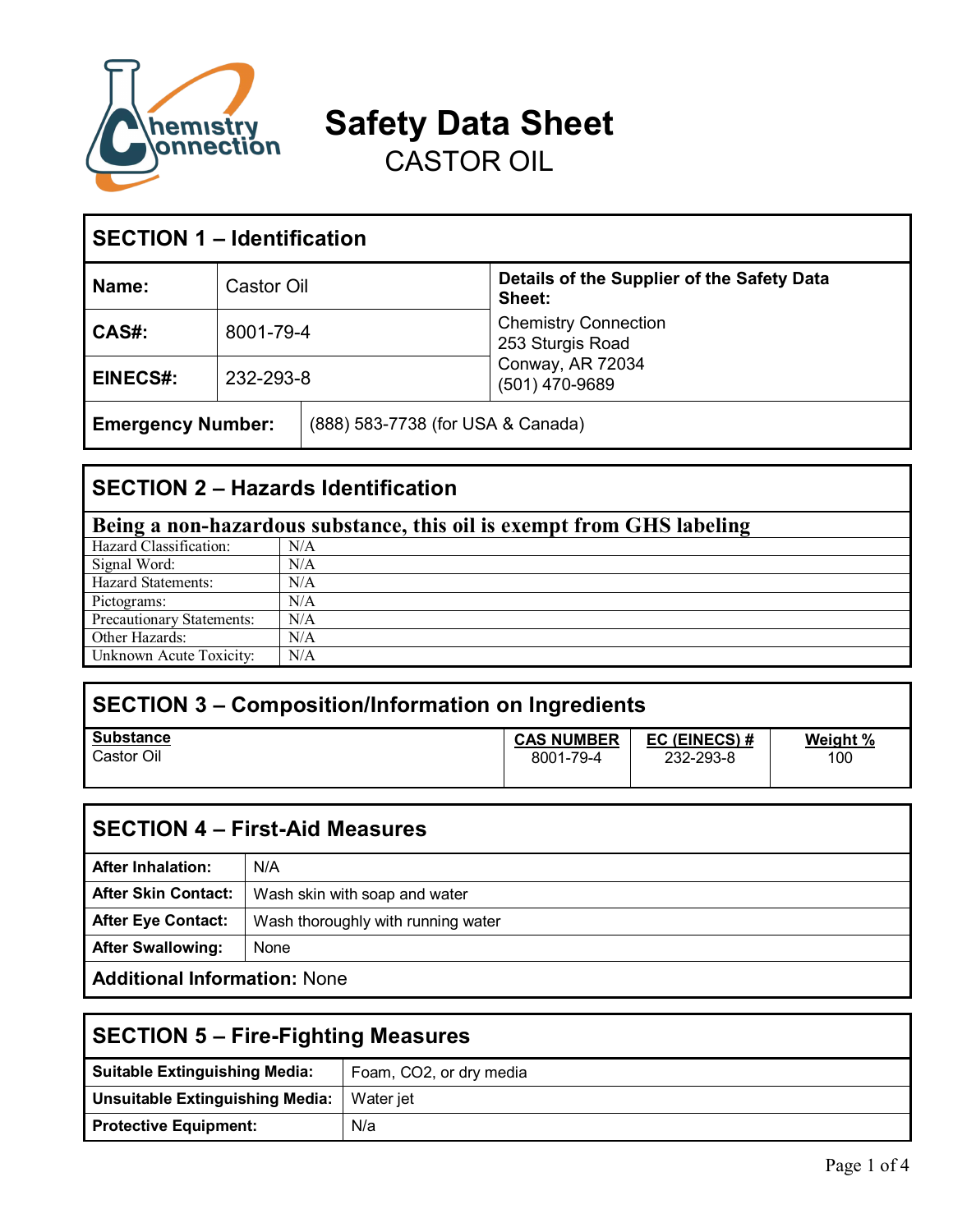# Safety Data Sheet

## CASTOR OIL

## SECTION 1 – Identification

| | | |
|---|---|---|
| **Name:** | Castor Oil | **Details of the Supplier of the Safety Data Sheet:** |
| **CAS#:** | 8001-79-4 | Chemistry Connection<br>253 Sturgis Road<br>Conway, AR 72034<br>(501) 470-9689 |
| **EINECS#:** | 232-293-8 | |
| **Emergency Number:** | (888) 583-7738 (for USA & Canada) | |

## SECTION 2 – Hazards Identification

**Being a non-hazardous substance, this oil is exempt from GHS labeling**

| | |
|---|---|
| Hazard Classification: | N/A |
| Signal Word: | N/A |
| Hazard Statements: | N/A |
| Pictograms: | N/A |
| Precautionary Statements: | N/A |
| Other Hazards: | N/A |
| Unknown Acute Toxicity: | N/A |

## SECTION 3 – Composition/Information on Ingredients

| Substance | CAS NUMBER | EC (EINECS) # | Weight % |
|---|---|---|---|
| Castor Oil | 8001-79-4 | 232-293-8 | 100 |

## SECTION 4 – First-Aid Measures

| | |
|---|---|
| **After Inhalation:** | N/A |
| **After Skin Contact:** | Wash skin with soap and water |
| **After Eye Contact:** | Wash thoroughly with running water |
| **After Swallowing:** | None |

**Additional Information:** None

## SECTION 5 – Fire-Fighting Measures

| | |
|---|---|
| **Suitable Extinguishing Media:** | Foam, $CO_2$, or dry media |
| **Unsuitable Extinguishing Media:** | Water jet |
| **Protective Equipment:** | N/a |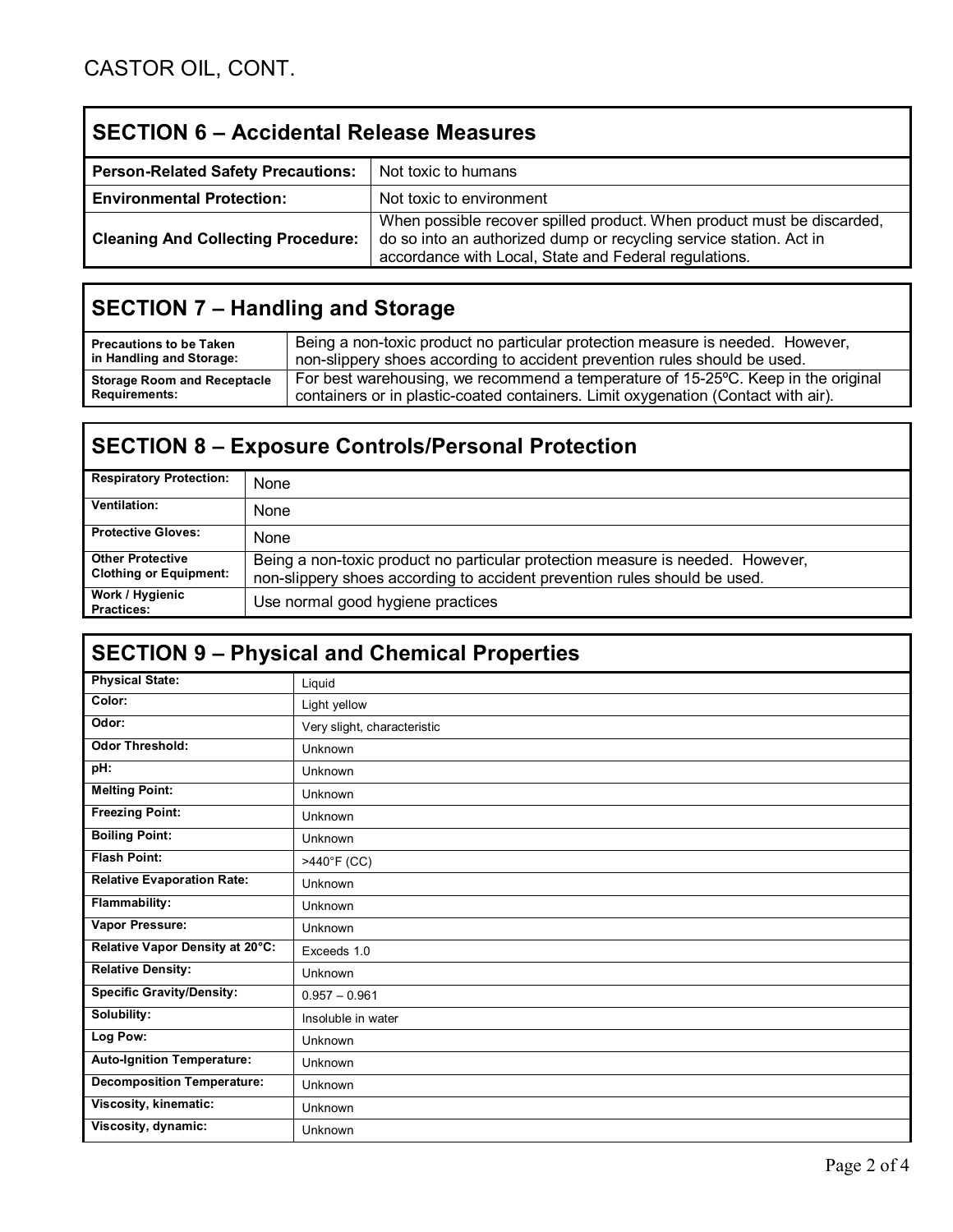CASTOR OIL, CONT.

## SECTION 6 – Accidental Release Measures

| | |
|---|---|
| **Person-Related Safety Precautions:** | Not toxic to humans |
| **Environmental Protection:** | Not toxic to environment |
| **Cleaning And Collecting Procedure:** | When possible recover spilled product. When product must be discarded, do so into an authorized dump or recycling service station. Act in accordance with Local, State and Federal regulations. |

## SECTION 7 – Handling and Storage

| | |
|---|---|
| **Precautions to be Taken in Handling and Storage:** | Being a non-toxic product no particular protection measure is needed. However, non-slippery shoes according to accident prevention rules should be used. |
| **Storage Room and Receptacle Requirements:** | For best warehousing, we recommend a temperature of 15-25ºC. Keep in the original containers or in plastic-coated containers. Limit oxygenation (Contact with air). |

## SECTION 8 – Exposure Controls/Personal Protection

| | |
|---|---|
| **Respiratory Protection:** | None |
| **Ventilation:** | None |
| **Protective Gloves:** | None |
| **Other Protective Clothing or Equipment:** | Being a non-toxic product no particular protection measure is needed. However, non-slippery shoes according to accident prevention rules should be used. |
| **Work / Hygienic Practices:** | Use normal good hygiene practices |

## SECTION 9 – Physical and Chemical Properties

| | |
|---|---|
| **Physical State:** | Liquid |
| **Color:** | Light yellow |
| **Odor:** | Very slight, characteristic |
| **Odor Threshold:** | Unknown |
| **pH:** | Unknown |
| **Melting Point:** | Unknown |
| **Freezing Point:** | Unknown |
| **Boiling Point:** | Unknown |
| **Flash Point:** | >440°F (CC) |
| **Relative Evaporation Rate:** | Unknown |
| **Flammability:** | Unknown |
| **Vapor Pressure:** | Unknown |
| **Relative Vapor Density at 20°C:** | Exceeds 1.0 |
| **Relative Density:** | Unknown |
| **Specific Gravity/Density:** | 0.957 – 0.961 |
| **Solubility:** | Insoluble in water |
| **Log Pow:** | Unknown |
| **Auto-Ignition Temperature:** | Unknown |
| **Decomposition Temperature:** | Unknown |
| **Viscosity, kinematic:** | Unknown |
| **Viscosity, dynamic:** | Unknown |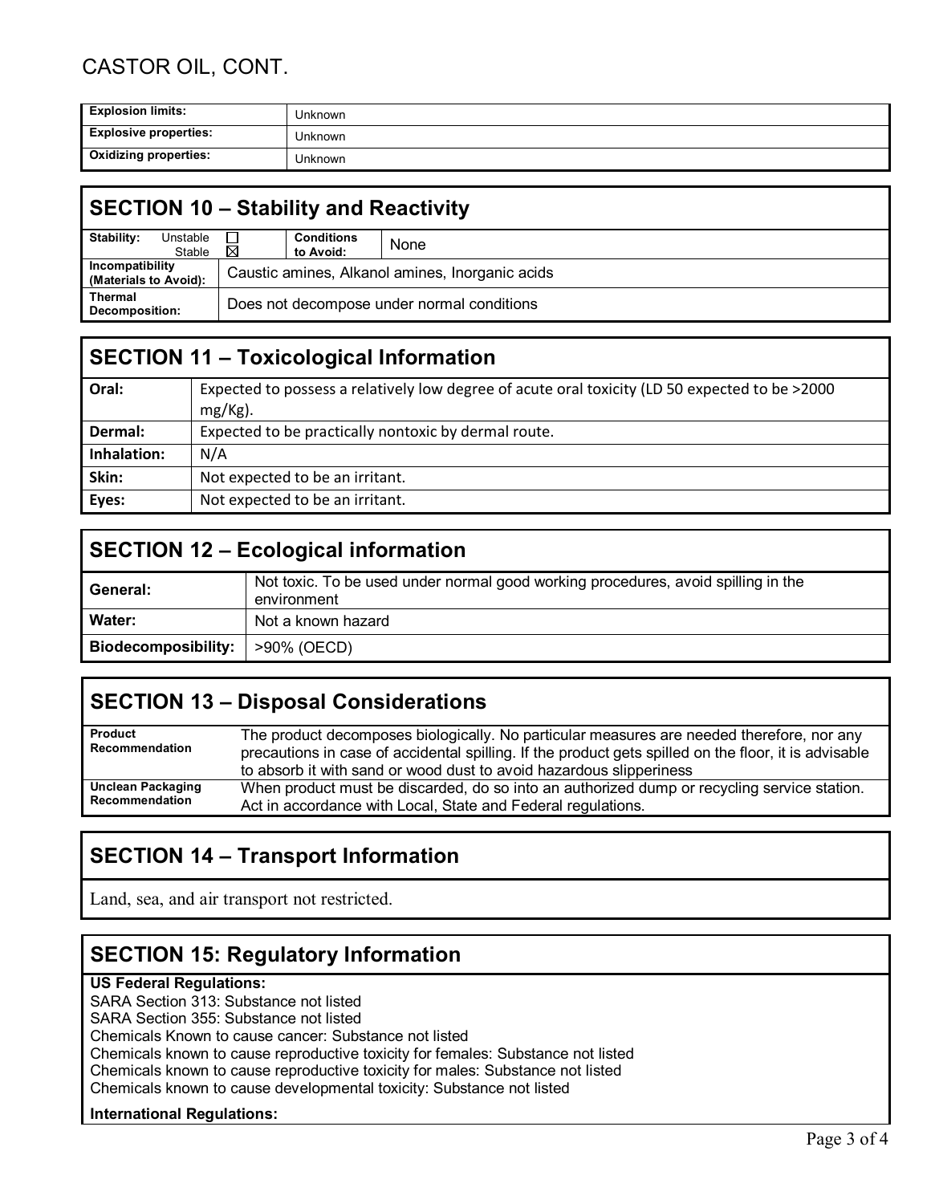CASTOR OIL, CONT.

| | |
|---|---|
| **Explosion limits:** | Unknown |
| **Explosive properties:** | Unknown |
| **Oxidizing properties:** | Unknown |

## SECTION 10 – Stability and Reactivity

| | | | |
|---|---|---|---|
| **Stability:** Unstable ☐ Stable ☒ | | **Conditions to Avoid:** | None |
| **Incompatibility (Materials to Avoid):** | Caustic amines, Alkanol amines, Inorganic acids | | |
| **Thermal Decomposition:** | Does not decompose under normal conditions | | |

## SECTION 11 – Toxicological Information

| | |
|---|---|
| **Oral:** | Expected to possess a relatively low degree of acute oral toxicity (LD 50 expected to be >2000 mg/Kg). |
| **Dermal:** | Expected to be practically nontoxic by dermal route. |
| **Inhalation:** | N/A |
| **Skin:** | Not expected to be an irritant. |
| **Eyes:** | Not expected to be an irritant. |

## SECTION 12 – Ecological information

| | |
|---|---|
| **General:** | Not toxic. To be used under normal good working procedures, avoid spilling in the environment |
| **Water:** | Not a known hazard |
| **Biodecomposibility:** | >90% (OECD) |

## SECTION 13 – Disposal Considerations

| | |
|---|---|
| **Product Recommendation** | The product decomposes biologically. No particular measures are needed therefore, nor any precautions in case of accidental spilling. If the product gets spilled on the floor, it is advisable to absorb it with sand or wood dust to avoid hazardous slipperiness |
| **Unclean Packaging Recommendation** | When product must be discarded, do so into an authorized dump or recycling service station. Act in accordance with Local, State and Federal regulations. |

## SECTION 14 – Transport Information

Land, sea, and air transport not restricted.

## SECTION 15: Regulatory Information

**US Federal Regulations:**

SARA Section 313: Substance not listed
SARA Section 355: Substance not listed
Chemicals Known to cause cancer: Substance not listed
Chemicals known to cause reproductive toxicity for females: Substance not listed
Chemicals known to cause reproductive toxicity for males: Substance not listed
Chemicals known to cause developmental toxicity: Substance not listed

**International Regulations:**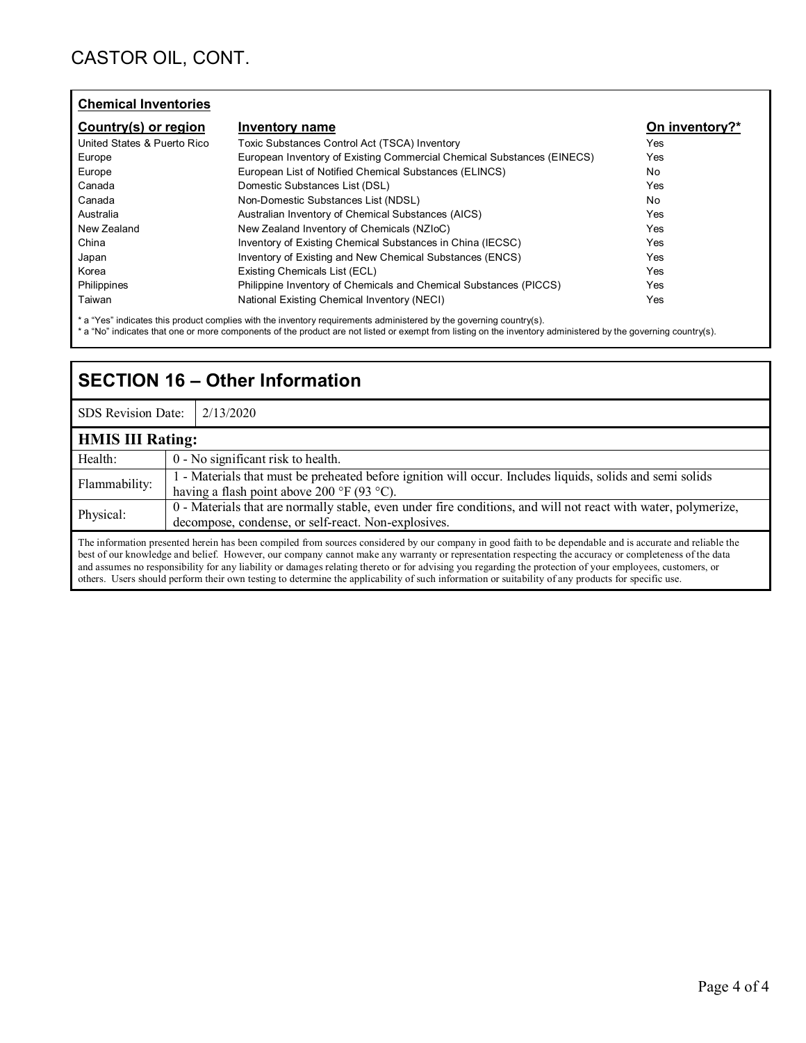# CASTOR OIL, CONT.

**Chemical Inventories**

| Country(s) or region | Inventory name | On inventory?* |
|---|---|---|
| United States & Puerto Rico | Toxic Substances Control Act (TSCA) Inventory | Yes |
| Europe | European Inventory of Existing Commercial Chemical Substances (EINECS) | Yes |
| Europe | European List of Notified Chemical Substances (ELINCS) | No |
| Canada | Domestic Substances List (DSL) | Yes |
| Canada | Non-Domestic Substances List (NDSL) | No |
| Australia | Australian Inventory of Chemical Substances (AICS) | Yes |
| New Zealand | New Zealand Inventory of Chemicals (NZIoC) | Yes |
| China | Inventory of Existing Chemical Substances in China (IECSC) | Yes |
| Japan | Inventory of Existing and New Chemical Substances (ENCS) | Yes |
| Korea | Existing Chemicals List (ECL) | Yes |
| Philippines | Philippine Inventory of Chemicals and Chemical Substances (PICCS) | Yes |
| Taiwan | National Existing Chemical Inventory (NECI) | Yes |

* a "Yes" indicates this product complies with the inventory requirements administered by the governing country(s).
* a "No" indicates that one or more components of the product are not listed or exempt from listing on the inventory administered by the governing country(s).

## SECTION 16 – Other Information

| SDS Revision Date: | 2/13/2020 |
|---|---|

**HMIS III Rating:**

| | |
|---|---|
| Health: | 0 - No significant risk to health. |
| Flammability: | 1 - Materials that must be preheated before ignition will occur. Includes liquids, solids and semi solids having a flash point above 200 °F (93 °C). |
| Physical: | 0 - Materials that are normally stable, even under fire conditions, and will not react with water, polymerize, decompose, condense, or self-react. Non-explosives. |

The information presented herein has been compiled from sources considered by our company in good faith to be dependable and is accurate and reliable the best of our knowledge and belief. However, our company cannot make any warranty or representation respecting the accuracy or completeness of the data and assumes no responsibility for any liability or damages relating thereto or for advising you regarding the protection of your employees, customers, or others. Users should perform their own testing to determine the applicability of such information or suitability of any products for specific use.